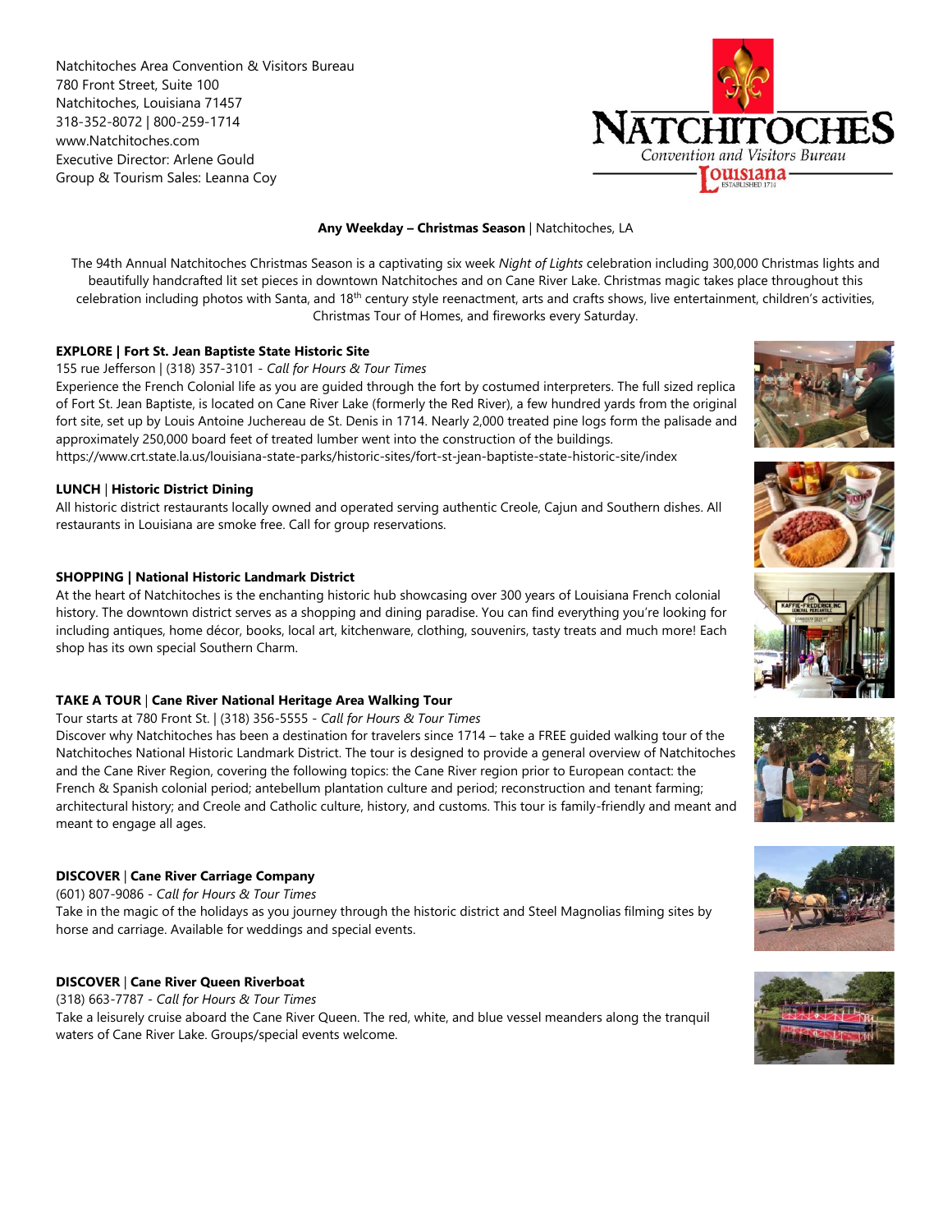Natchitoches Area Convention & Visitors Bureau
780 Front Street, Suite 100
Natchitoches, Louisiana 71457
318-352-8072 | 800-259-1714
www.Natchitoches.com
Executive Director: Arlene Gould
Group & Tourism Sales: Leanna Coy

**Any Weekday – Christmas Season** | Natchitoches, LA

The 94th Annual Natchitoches Christmas Season is a captivating six week *Night of Lights* celebration including 300,000 Christmas lights and beautifully handcrafted lit set pieces in downtown Natchitoches and on Cane River Lake. Christmas magic takes place throughout this celebration including photos with Santa, and 18th century style reenactment, arts and crafts shows, live entertainment, children's activities, Christmas Tour of Homes, and fireworks every Saturday.

**EXPLORE | Fort St. Jean Baptiste State Historic Site**

155 rue Jefferson | (318) 357-3101 - *Call for Hours & Tour Times*

Experience the French Colonial life as you are guided through the fort by costumed interpreters. The full sized replica of Fort St. Jean Baptiste, is located on Cane River Lake (formerly the Red River), a few hundred yards from the original fort site, set up by Louis Antoine Juchereau de St. Denis in 1714. Nearly 2,000 treated pine logs form the palisade and approximately 250,000 board feet of treated lumber went into the construction of the buildings.

https://www.crt.state.la.us/louisiana-state-parks/historic-sites/fort-st-jean-baptiste-state-historic-site/index

**LUNCH | Historic District Dining**

All historic district restaurants locally owned and operated serving authentic Creole, Cajun and Southern dishes. All restaurants in Louisiana are smoke free. Call for group reservations.

**SHOPPING | National Historic Landmark District**

At the heart of Natchitoches is the enchanting historic hub showcasing over 300 years of Louisiana French colonial history. The downtown district serves as a shopping and dining paradise. You can find everything you're looking for including antiques, home décor, books, local art, kitchenware, clothing, souvenirs, tasty treats and much more! Each shop has its own special Southern Charm.

**TAKE A TOUR | Cane River National Heritage Area Walking Tour**

Tour starts at 780 Front St. | (318) 356-5555 - *Call for Hours & Tour Times*

Discover why Natchitoches has been a destination for travelers since 1714 – take a FREE guided walking tour of the Natchitoches National Historic Landmark District. The tour is designed to provide a general overview of Natchitoches and the Cane River Region, covering the following topics: the Cane River region prior to European contact: the French & Spanish colonial period; antebellum plantation culture and period; reconstruction and tenant farming; architectural history; and Creole and Catholic culture, history, and customs. This tour is family-friendly and meant and meant to engage all ages.

**DISCOVER | Cane River Carriage Company**

(601) 807-9086 - *Call for Hours & Tour Times*

Take in the magic of the holidays as you journey through the historic district and Steel Magnolias filming sites by horse and carriage. Available for weddings and special events.

**DISCOVER | Cane River Queen Riverboat**

(318) 663-7787 - *Call for Hours & Tour Times*

Take a leisurely cruise aboard the Cane River Queen. The red, white, and blue vessel meanders along the tranquil waters of Cane River Lake. Groups/special events welcome.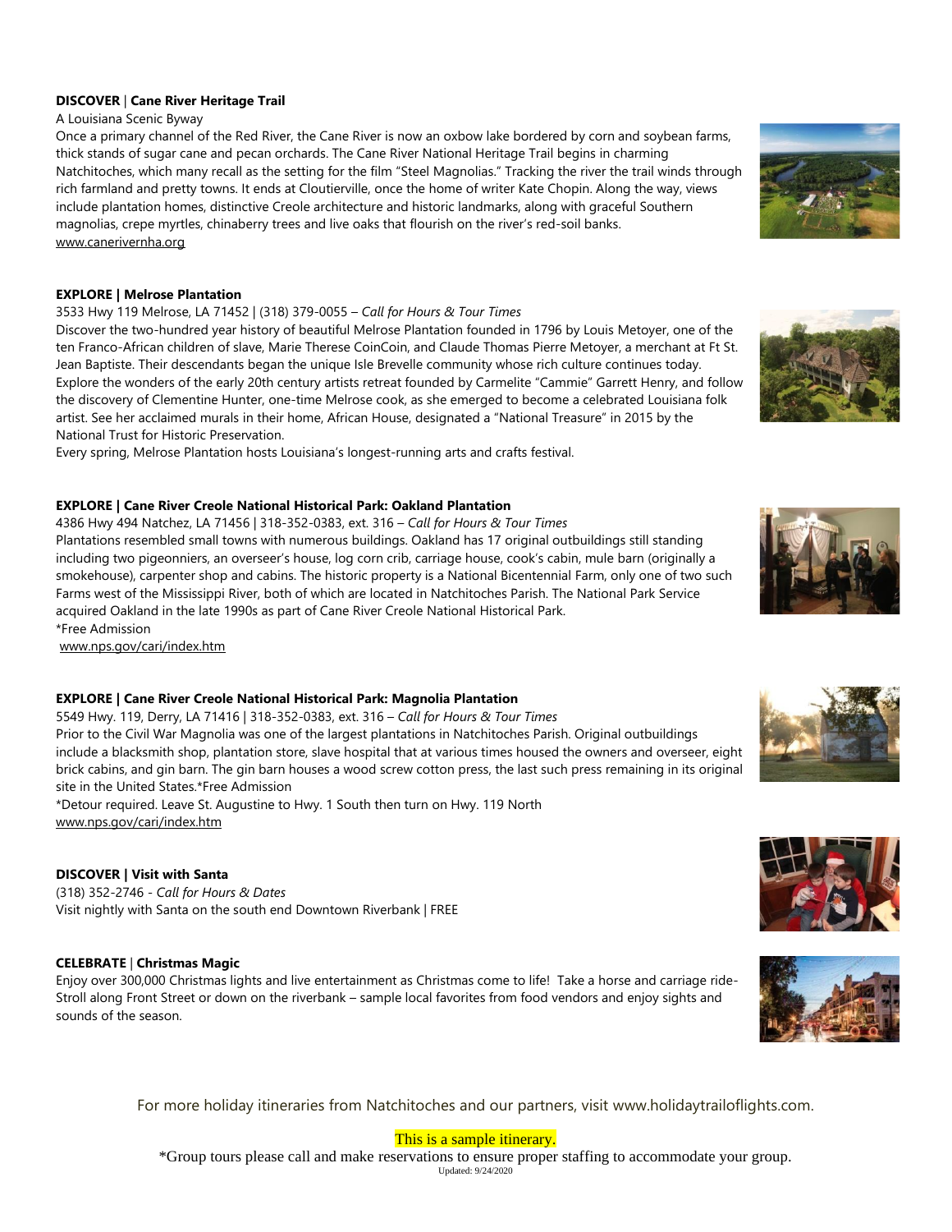**DISCOVER** | **Cane River Heritage Trail**

A Louisiana Scenic Byway

Once a primary channel of the Red River, the Cane River is now an oxbow lake bordered by corn and soybean farms, thick stands of sugar cane and pecan orchards. The Cane River National Heritage Trail begins in charming Natchitoches, which many recall as the setting for the film "Steel Magnolias." Tracking the river the trail winds through rich farmland and pretty towns. It ends at Cloutierville, once the home of writer Kate Chopin. Along the way, views include plantation homes, distinctive Creole architecture and historic landmarks, along with graceful Southern magnolias, crepe myrtles, chinaberry trees and live oaks that flourish on the river's red-soil banks.

www.canerivernha.org

**EXPLORE | Melrose Plantation**

3533 Hwy 119 Melrose, LA 71452 | (318) 379-0055 – *Call for Hours & Tour Times*

Discover the two-hundred year history of beautiful Melrose Plantation founded in 1796 by Louis Metoyer, one of the ten Franco-African children of slave, Marie Therese CoinCoin, and Claude Thomas Pierre Metoyer, a merchant at Ft St. Jean Baptiste. Their descendants began the unique Isle Brevelle community whose rich culture continues today. Explore the wonders of the early 20th century artists retreat founded by Carmelite "Cammie" Garrett Henry, and follow the discovery of Clementine Hunter, one-time Melrose cook, as she emerged to become a celebrated Louisiana folk artist. See her acclaimed murals in their home, African House, designated a "National Treasure" in 2015 by the National Trust for Historic Preservation.

Every spring, Melrose Plantation hosts Louisiana's longest-running arts and crafts festival.

**EXPLORE | Cane River Creole National Historical Park: Oakland Plantation**

4386 Hwy 494 Natchez, LA 71456 | 318-352-0383, ext. 316 – *Call for Hours & Tour Times*

Plantations resembled small towns with numerous buildings. Oakland has 17 original outbuildings still standing including two pigeonniers, an overseer's house, log corn crib, carriage house, cook's cabin, mule barn (originally a smokehouse), carpenter shop and cabins. The historic property is a National Bicentennial Farm, only one of two such Farms west of the Mississippi River, both of which are located in Natchitoches Parish. The National Park Service acquired Oakland in the late 1990s as part of Cane River Creole National Historical Park.

*Free Admission

www.nps.gov/cari/index.htm

**EXPLORE | Cane River Creole National Historical Park: Magnolia Plantation**

5549 Hwy. 119, Derry, LA 71416 | 318-352-0383, ext. 316 – *Call for Hours & Tour Times*

Prior to the Civil War Magnolia was one of the largest plantations in Natchitoches Parish. Original outbuildings include a blacksmith shop, plantation store, slave hospital that at various times housed the owners and overseer, eight brick cabins, and gin barn. The gin barn houses a wood screw cotton press, the last such press remaining in its original site in the United States.*Free Admission

*Detour required. Leave St. Augustine to Hwy. 1 South then turn on Hwy. 119 North

www.nps.gov/cari/index.htm

**DISCOVER | Visit with Santa**

(318) 352-2746 - *Call for Hours & Dates*

Visit nightly with Santa on the south end Downtown Riverbank | FREE

**CELEBRATE** | **Christmas Magic**

Enjoy over 300,000 Christmas lights and live entertainment as Christmas come to life! Take a horse and carriage ride- Stroll along Front Street or down on the riverbank – sample local favorites from food vendors and enjoy sights and sounds of the season.

For more holiday itineraries from Natchitoches and our partners, visit www.holidaytrailoflights.com.

This is a sample itinerary.

*Group tours please call and make reservations to ensure proper staffing to accommodate your group.

Updated: 9/24/2020